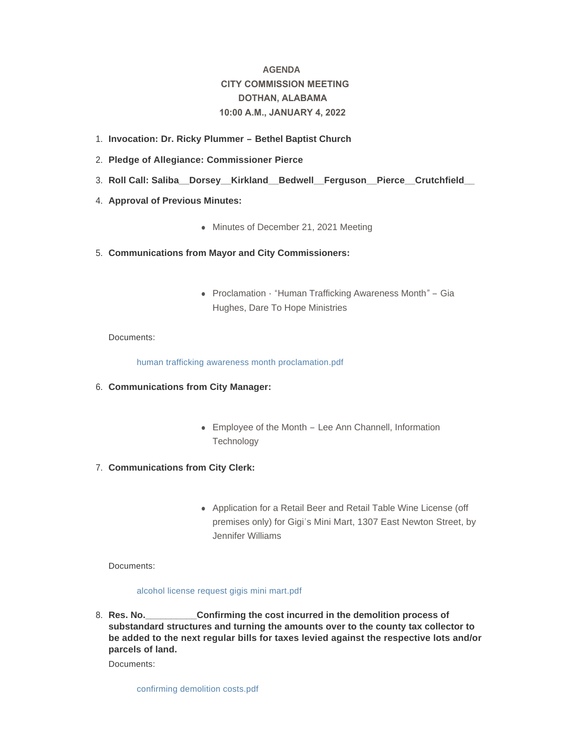# AGENDA
## CITY COMMISSION MEETING
## DOTHAN, ALABAMA
## 10:00 A.M., JANUARY 4, 2022

1. **Invocation: Dr. Ricky Plummer – Bethel Baptist Church**
2. **Pledge of Allegiance: Commissioner Pierce**
3. **Roll Call: Saliba__Dorsey__Kirkland__Bedwell__Ferguson__Pierce__Crutchfield__**
4. **Approval of Previous Minutes:**
   - Minutes of December 21, 2021 Meeting
5. **Communications from Mayor and City Commissioners:**
   - Proclamation - "Human Trafficking Awareness Month" – Gia Hughes, Dare To Hope Ministries

   Documents:

   human trafficking awareness month proclamation.pdf

6. **Communications from City Manager:**
   - Employee of the Month – Lee Ann Channell, Information Technology
7. **Communications from City Clerk:**
   - Application for a Retail Beer and Retail Table Wine License (off premises only) for Gigi's Mini Mart, 1307 East Newton Street, by Jennifer Williams

   Documents:

   alcohol license request gigis mini mart.pdf

8. **Res. No.__________Confirming the cost incurred in the demolition process of substandard structures and turning the amounts over to the county tax collector to be added to the next regular bills for taxes levied against the respective lots and/or parcels of land.**

   Documents:

   confirming demolition costs.pdf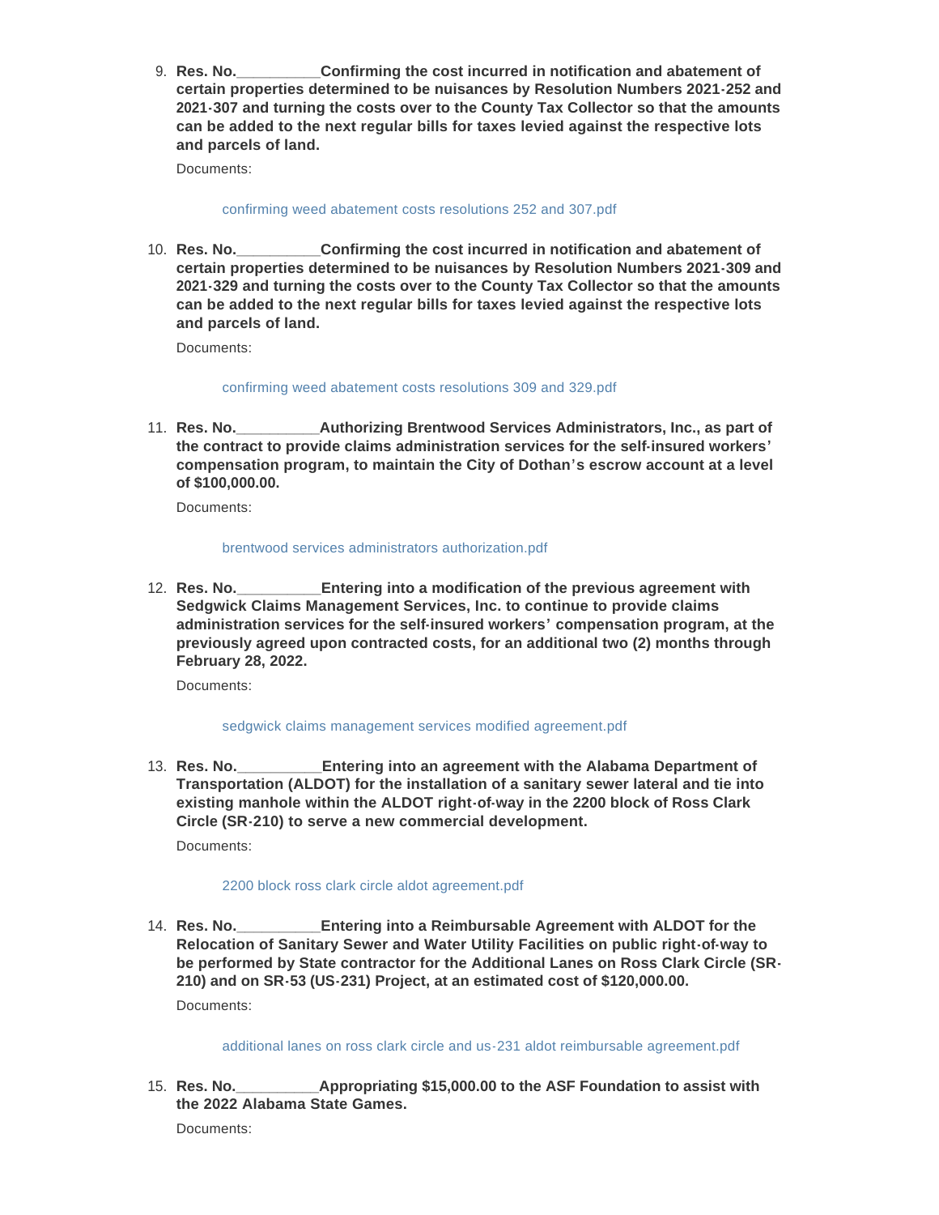9. **Res. No.__________Confirming the cost incurred in notification and abatement of certain properties determined to be nuisances by Resolution Numbers 2021-252 and 2021-307 and turning the costs over to the County Tax Collector so that the amounts can be added to the next regular bills for taxes levied against the respective lots and parcels of land.**

   Documents:

   confirming weed abatement costs resolutions 252 and 307.pdf

10. **Res. No.__________Confirming the cost incurred in notification and abatement of certain properties determined to be nuisances by Resolution Numbers 2021-309 and 2021-329 and turning the costs over to the County Tax Collector so that the amounts can be added to the next regular bills for taxes levied against the respective lots and parcels of land.**

    Documents:

    confirming weed abatement costs resolutions 309 and 329.pdf

11. **Res. No.__________Authorizing Brentwood Services Administrators, Inc., as part of the contract to provide claims administration services for the self-insured workers' compensation program, to maintain the City of Dothan's escrow account at a level of $100,000.00.**

    Documents:

    brentwood services administrators authorization.pdf

12. **Res. No.__________Entering into a modification of the previous agreement with Sedgwick Claims Management Services, Inc. to continue to provide claims administration services for the self-insured workers' compensation program, at the previously agreed upon contracted costs, for an additional two (2) months through February 28, 2022.**

    Documents:

    sedgwick claims management services modified agreement.pdf

13. **Res. No.__________Entering into an agreement with the Alabama Department of Transportation (ALDOT) for the installation of a sanitary sewer lateral and tie into existing manhole within the ALDOT right-of-way in the 2200 block of Ross Clark Circle (SR-210) to serve a new commercial development.**

    Documents:

    2200 block ross clark circle aldot agreement.pdf

14. **Res. No.__________Entering into a Reimbursable Agreement with ALDOT for the Relocation of Sanitary Sewer and Water Utility Facilities on public right-of-way to be performed by State contractor for the Additional Lanes on Ross Clark Circle (SR-210) and on SR-53 (US-231) Project, at an estimated cost of $120,000.00.**

    Documents:

    additional lanes on ross clark circle and us-231 aldot reimbursable agreement.pdf

15. **Res. No.__________Appropriating $15,000.00 to the ASF Foundation to assist with the 2022 Alabama State Games.**

    Documents: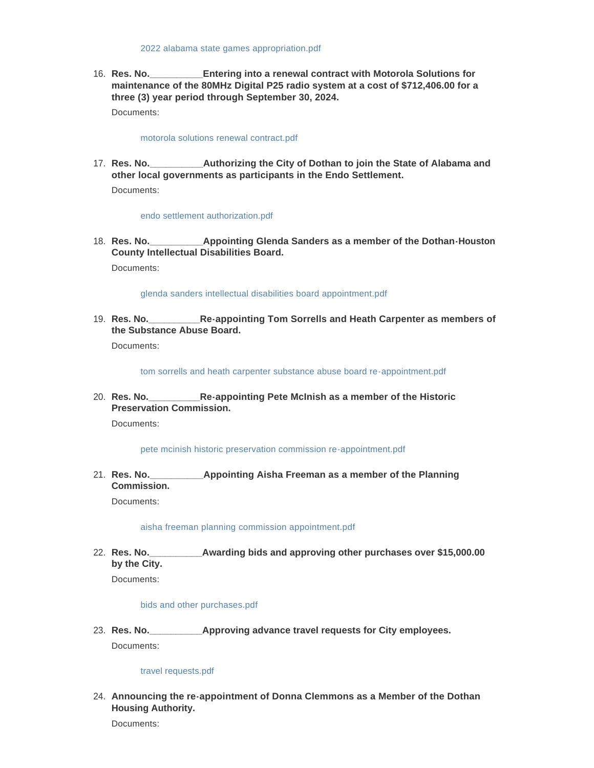2022 alabama state games appropriation.pdf

16. **Res. No.__________Entering into a renewal contract with Motorola Solutions for maintenance of the 80MHz Digital P25 radio system at a cost of $712,406.00 for a three (3) year period through September 30, 2024.**

    Documents:

    motorola solutions renewal contract.pdf

17. **Res. No.__________Authorizing the City of Dothan to join the State of Alabama and other local governments as participants in the Endo Settlement.**

    Documents:

    endo settlement authorization.pdf

18. **Res. No.__________Appointing Glenda Sanders as a member of the Dothan-Houston County Intellectual Disabilities Board.**

    Documents:

    glenda sanders intellectual disabilities board appointment.pdf

19. **Res. No.__________Re-appointing Tom Sorrells and Heath Carpenter as members of the Substance Abuse Board.**

    Documents:

    tom sorrells and heath carpenter substance abuse board re-appointment.pdf

20. **Res. No.__________Re-appointing Pete McInish as a member of the Historic Preservation Commission.**

    Documents:

    pete mcinish historic preservation commission re-appointment.pdf

21. **Res. No.__________Appointing Aisha Freeman as a member of the Planning Commission.**

    Documents:

    aisha freeman planning commission appointment.pdf

22. **Res. No.__________Awarding bids and approving other purchases over $15,000.00 by the City.**

    Documents:

    bids and other purchases.pdf

23. **Res. No.__________Approving advance travel requests for City employees.**

    Documents:

    travel requests.pdf

24. **Announcing the re-appointment of Donna Clemmons as a Member of the Dothan Housing Authority.**

    Documents: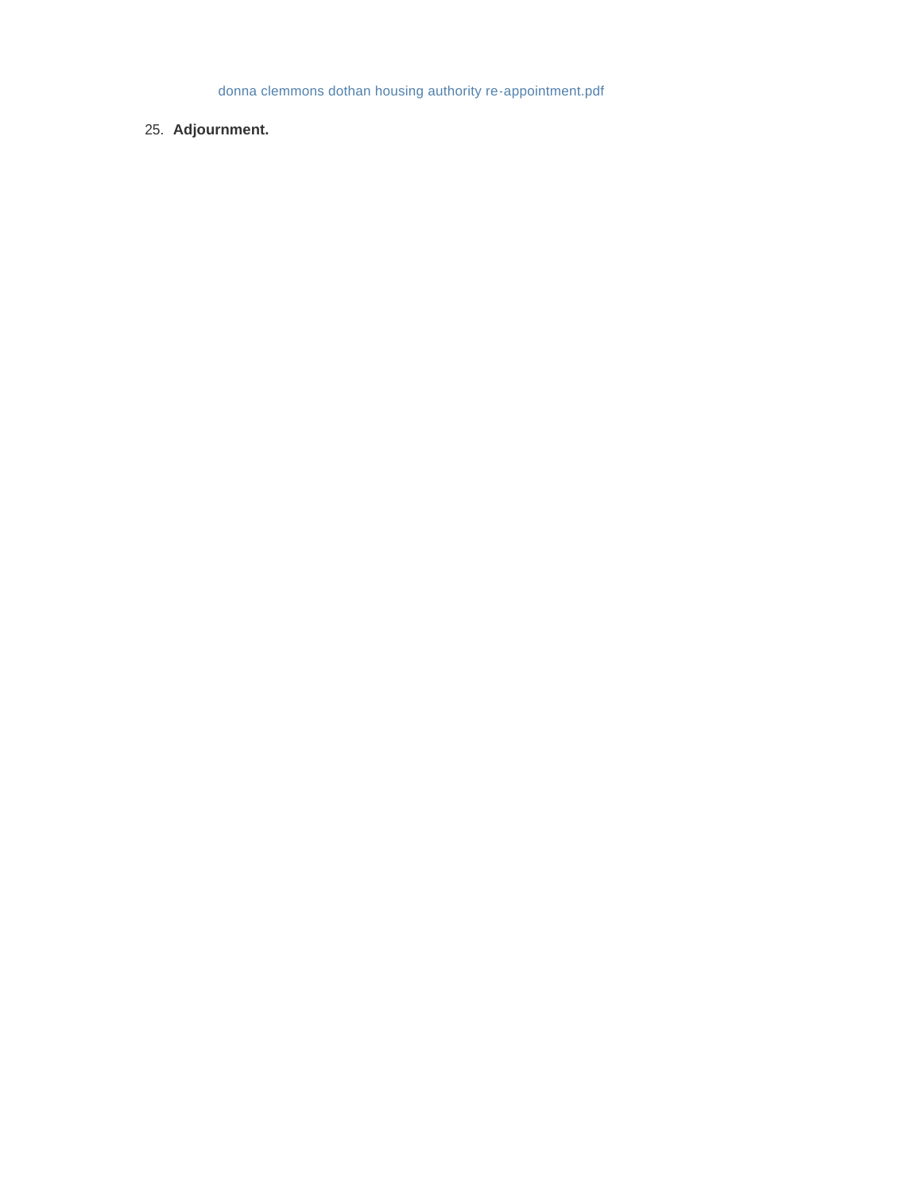donna clemmons dothan housing authority re-appointment.pdf

25. **Adjournment.**